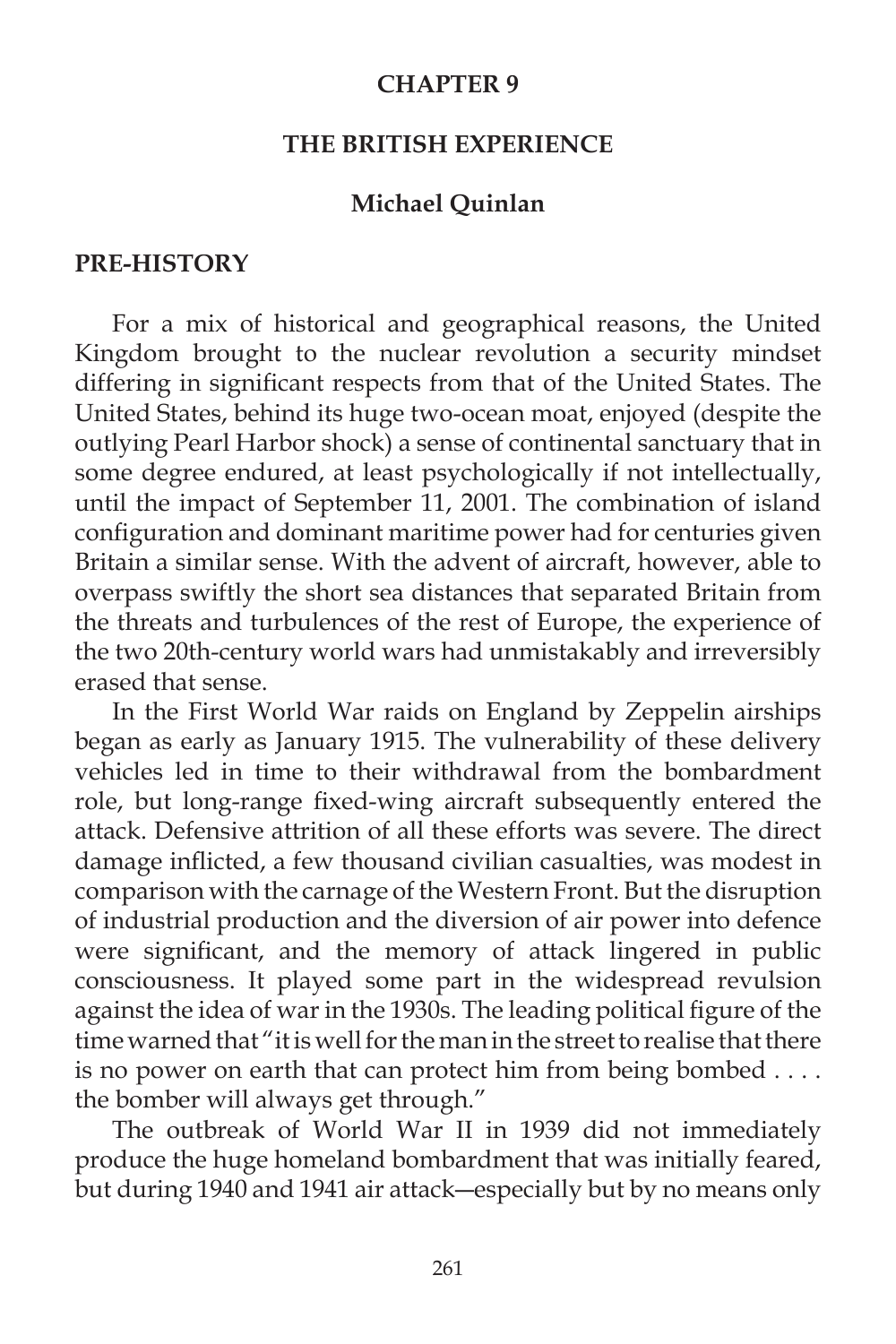# CHAPTER 9

## THE BRITISH EXPERIENCE

### Michael Quinlan

## PRE-HISTORY

For a mix of historical and geographical reasons, the United Kingdom brought to the nuclear revolution a security mindset differing in significant respects from that of the United States. The United States, behind its huge two-ocean moat, enjoyed (despite the outlying Pearl Harbor shock) a sense of continental sanctuary that in some degree endured, at least psychologically if not intellectually, until the impact of September 11, 2001. The combination of island configuration and dominant maritime power had for centuries given Britain a similar sense. With the advent of aircraft, however, able to overpass swiftly the short sea distances that separated Britain from the threats and turbulences of the rest of Europe, the experience of the two 20th-century world wars had unmistakably and irreversibly erased that sense.

In the First World War raids on England by Zeppelin airships began as early as January 1915. The vulnerability of these delivery vehicles led in time to their withdrawal from the bombardment role, but long-range fixed-wing aircraft subsequently entered the attack. Defensive attrition of all these efforts was severe. The direct damage inflicted, a few thousand civilian casualties, was modest in comparison with the carnage of the Western Front. But the disruption of industrial production and the diversion of air power into defence were significant, and the memory of attack lingered in public consciousness. It played some part in the widespread revulsion against the idea of war in the 1930s. The leading political figure of the time warned that "it is well for the man in the street to realise that there is no power on earth that can protect him from being bombed . . . . the bomber will always get through."

The outbreak of World War II in 1939 did not immediately produce the huge homeland bombardment that was initially feared, but during 1940 and 1941 air attack—especially but by no means only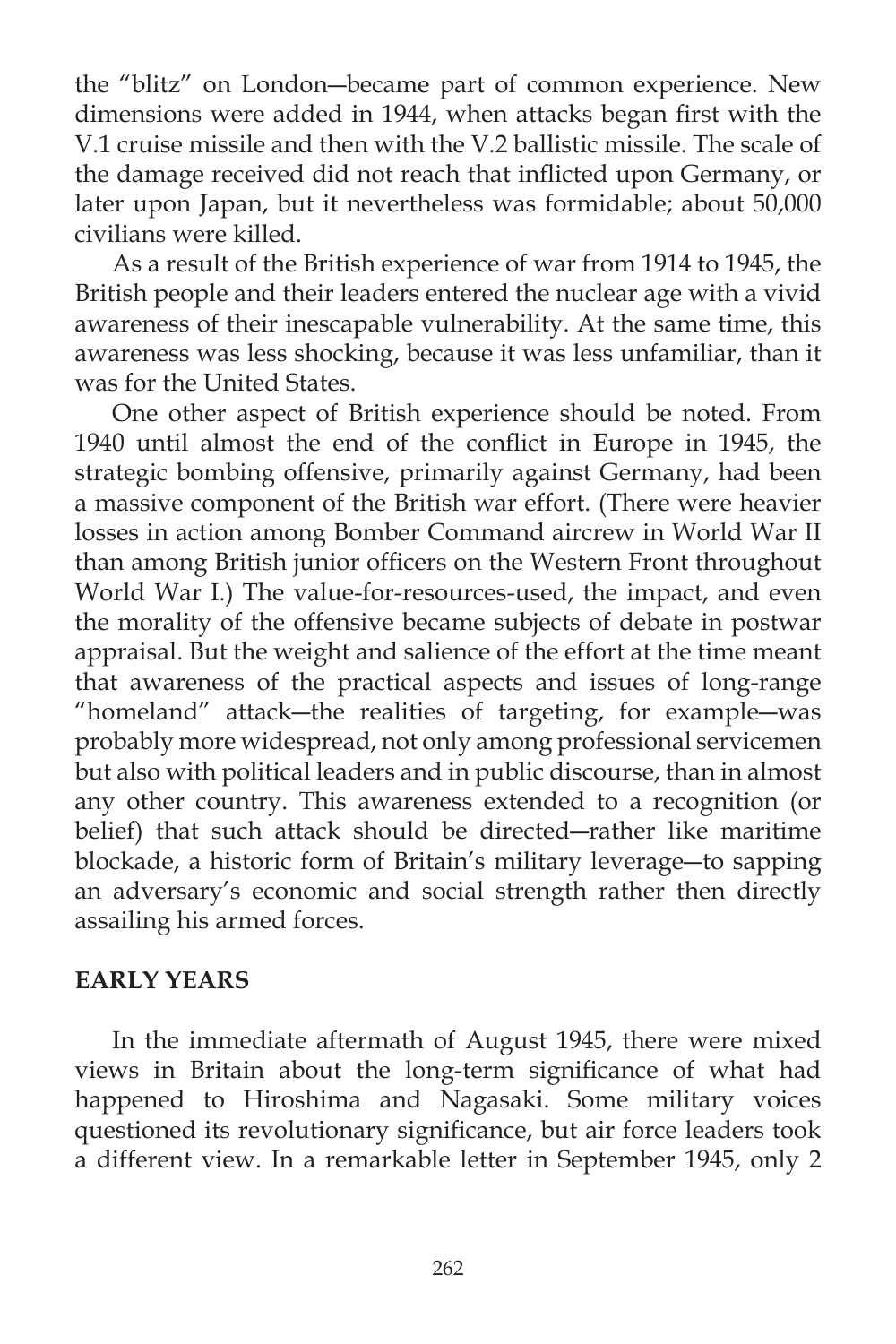the "blitz" on London—became part of common experience. New dimensions were added in 1944, when attacks began first with the V.1 cruise missile and then with the V.2 ballistic missile. The scale of the damage received did not reach that inflicted upon Germany, or later upon Japan, but it nevertheless was formidable; about 50,000 civilians were killed.

As a result of the British experience of war from 1914 to 1945, the British people and their leaders entered the nuclear age with a vivid awareness of their inescapable vulnerability. At the same time, this awareness was less shocking, because it was less unfamiliar, than it was for the United States.

One other aspect of British experience should be noted. From 1940 until almost the end of the conflict in Europe in 1945, the strategic bombing offensive, primarily against Germany, had been a massive component of the British war effort. (There were heavier losses in action among Bomber Command aircrew in World War II than among British junior officers on the Western Front throughout World War I.) The value-for-resources-used, the impact, and even the morality of the offensive became subjects of debate in postwar appraisal. But the weight and salience of the effort at the time meant that awareness of the practical aspects and issues of long-range "homeland" attack—the realities of targeting, for example—was probably more widespread, not only among professional servicemen but also with political leaders and in public discourse, than in almost any other country. This awareness extended to a recognition (or belief) that such attack should be directed—rather like maritime blockade, a historic form of Britain's military leverage—to sapping an adversary's economic and social strength rather then directly assailing his armed forces.

## EARLY YEARS

In the immediate aftermath of August 1945, there were mixed views in Britain about the long-term significance of what had happened to Hiroshima and Nagasaki. Some military voices questioned its revolutionary significance, but air force leaders took a different view. In a remarkable letter in September 1945, only 2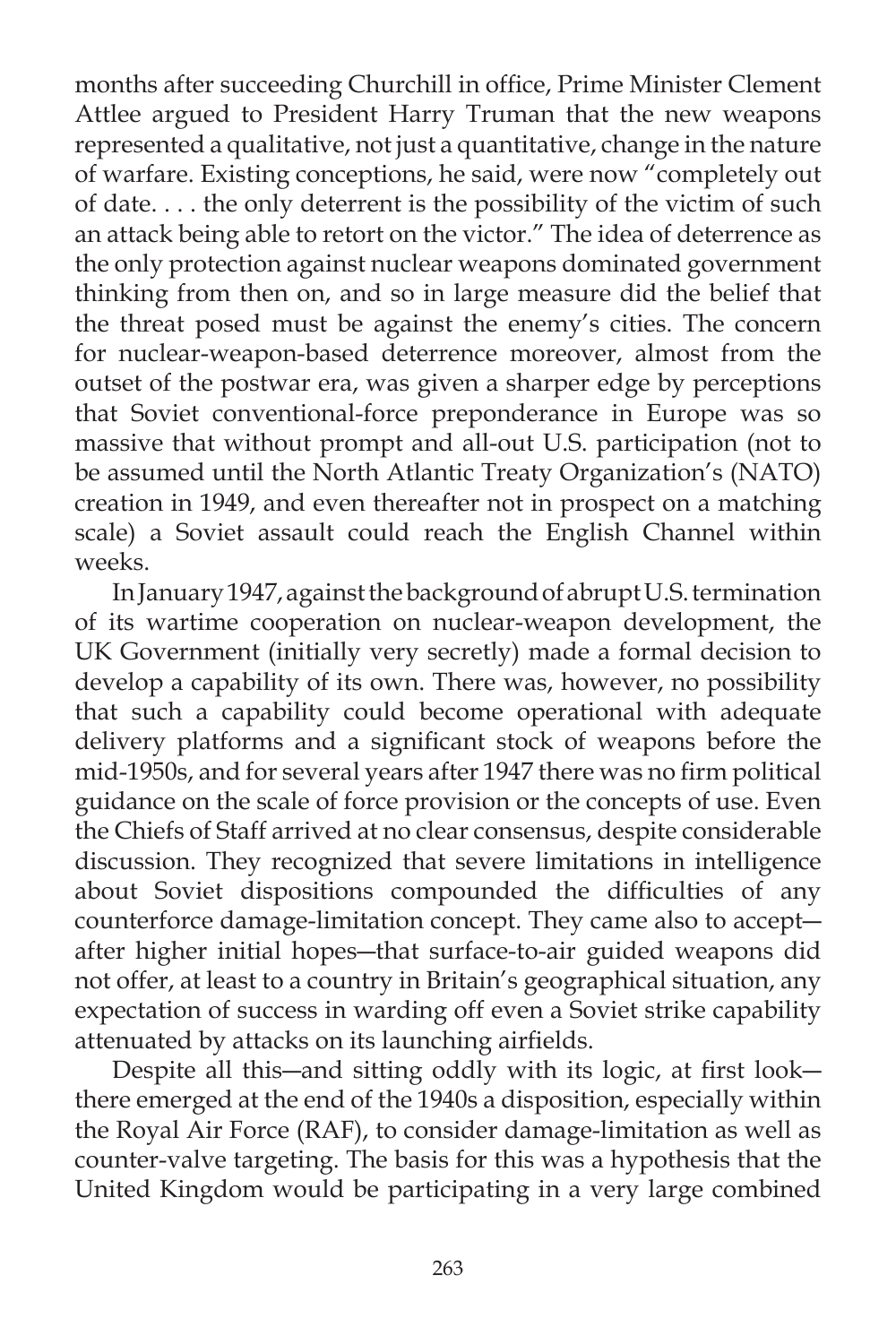months after succeeding Churchill in office, Prime Minister Clement Attlee argued to President Harry Truman that the new weapons represented a qualitative, not just a quantitative, change in the nature of warfare. Existing conceptions, he said, were now "completely out of date. . . . the only deterrent is the possibility of the victim of such an attack being able to retort on the victor." The idea of deterrence as the only protection against nuclear weapons dominated government thinking from then on, and so in large measure did the belief that the threat posed must be against the enemy's cities. The concern for nuclear-weapon-based deterrence moreover, almost from the outset of the postwar era, was given a sharper edge by perceptions that Soviet conventional-force preponderance in Europe was so massive that without prompt and all-out U.S. participation (not to be assumed until the North Atlantic Treaty Organization's (NATO) creation in 1949, and even thereafter not in prospect on a matching scale) a Soviet assault could reach the English Channel within weeks.

In January 1947, against the background of abrupt U.S. termination of its wartime cooperation on nuclear-weapon development, the UK Government (initially very secretly) made a formal decision to develop a capability of its own. There was, however, no possibility that such a capability could become operational with adequate delivery platforms and a significant stock of weapons before the mid-1950s, and for several years after 1947 there was no firm political guidance on the scale of force provision or the concepts of use. Even the Chiefs of Staff arrived at no clear consensus, despite considerable discussion. They recognized that severe limitations in intelligence about Soviet dispositions compounded the difficulties of any counterforce damage-limitation concept. They came also to accept—after higher initial hopes—that surface-to-air guided weapons did not offer, at least to a country in Britain's geographical situation, any expectation of success in warding off even a Soviet strike capability attenuated by attacks on its launching airfields.

Despite all this—and sitting oddly with its logic, at first look—there emerged at the end of the 1940s a disposition, especially within the Royal Air Force (RAF), to consider damage-limitation as well as counter-valve targeting. The basis for this was a hypothesis that the United Kingdom would be participating in a very large combined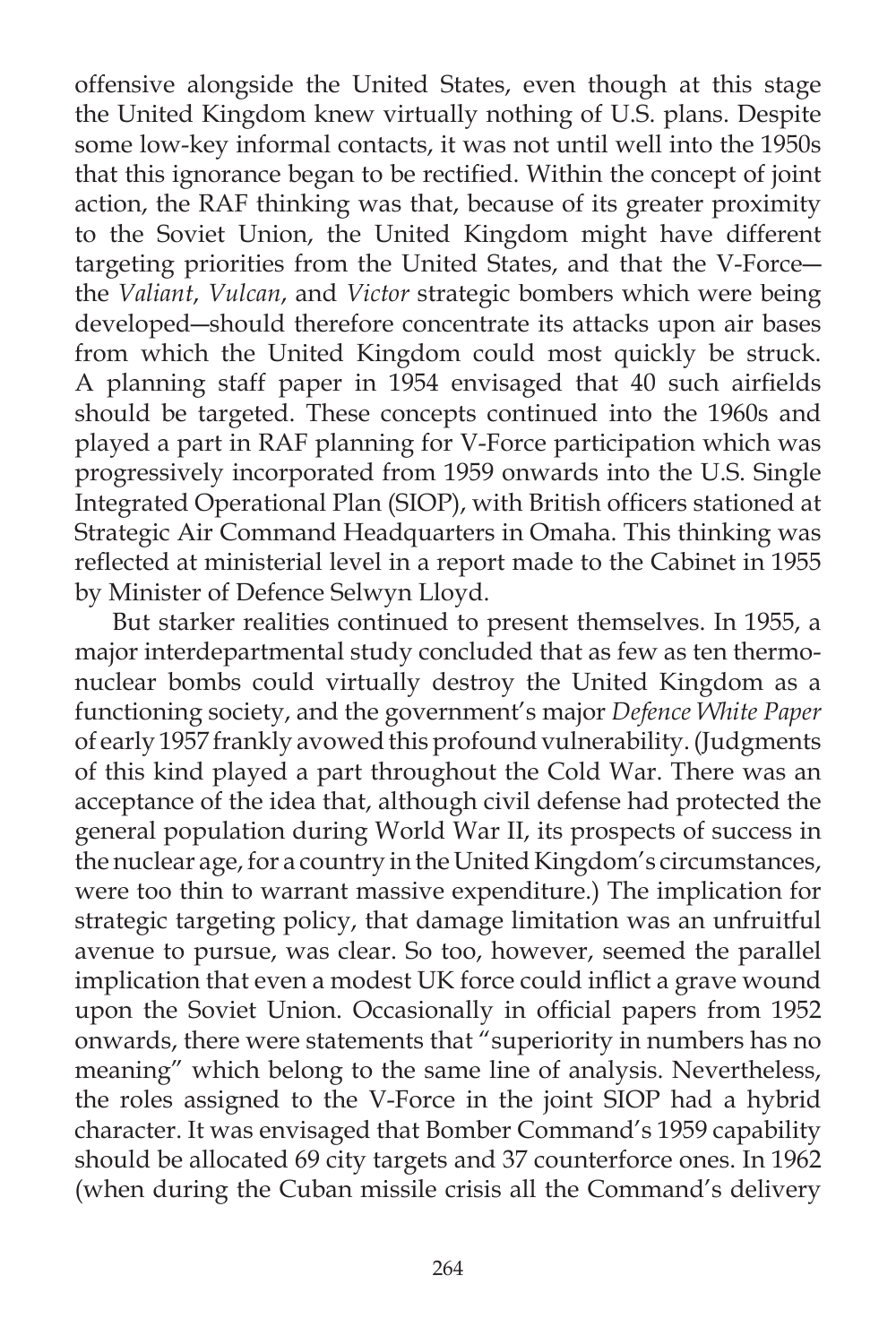offensive alongside the United States, even though at this stage the United Kingdom knew virtually nothing of U.S. plans. Despite some low-key informal contacts, it was not until well into the 1950s that this ignorance began to be rectified. Within the concept of joint action, the RAF thinking was that, because of its greater proximity to the Soviet Union, the United Kingdom might have different targeting priorities from the United States, and that the V-Force—the *Valiant*, *Vulcan*, and *Victor* strategic bombers which were being developed—should therefore concentrate its attacks upon air bases from which the United Kingdom could most quickly be struck. A planning staff paper in 1954 envisaged that 40 such airfields should be targeted. These concepts continued into the 1960s and played a part in RAF planning for V-Force participation which was progressively incorporated from 1959 onwards into the U.S. Single Integrated Operational Plan (SIOP), with British officers stationed at Strategic Air Command Headquarters in Omaha. This thinking was reflected at ministerial level in a report made to the Cabinet in 1955 by Minister of Defence Selwyn Lloyd.

But starker realities continued to present themselves. In 1955, a major interdepartmental study concluded that as few as ten thermonuclear bombs could virtually destroy the United Kingdom as a functioning society, and the government's major *Defence White Paper* of early 1957 frankly avowed this profound vulnerability. (Judgments of this kind played a part throughout the Cold War. There was an acceptance of the idea that, although civil defense had protected the general population during World War II, its prospects of success in the nuclear age, for a country in the United Kingdom's circumstances, were too thin to warrant massive expenditure.) The implication for strategic targeting policy, that damage limitation was an unfruitful avenue to pursue, was clear. So too, however, seemed the parallel implication that even a modest UK force could inflict a grave wound upon the Soviet Union. Occasionally in official papers from 1952 onwards, there were statements that "superiority in numbers has no meaning" which belong to the same line of analysis. Nevertheless, the roles assigned to the V-Force in the joint SIOP had a hybrid character. It was envisaged that Bomber Command's 1959 capability should be allocated 69 city targets and 37 counterforce ones. In 1962 (when during the Cuban missile crisis all the Command's delivery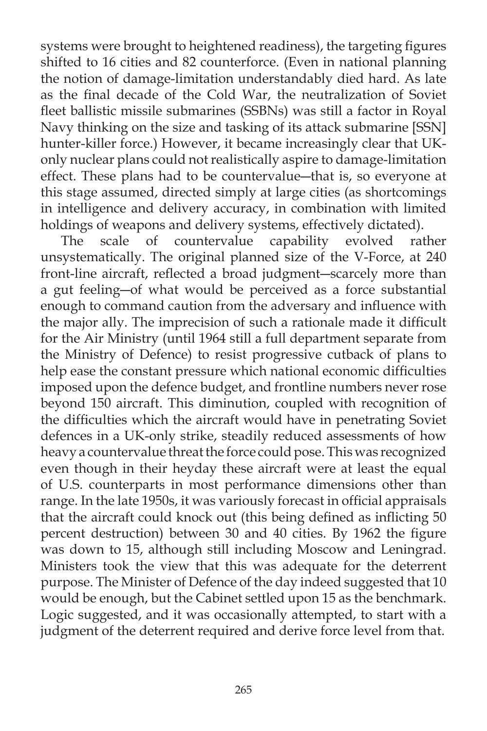systems were brought to heightened readiness), the targeting figures shifted to 16 cities and 82 counterforce. (Even in national planning the notion of damage-limitation understandably died hard. As late as the final decade of the Cold War, the neutralization of Soviet fleet ballistic missile submarines (SSBNs) was still a factor in Royal Navy thinking on the size and tasking of its attack submarine [SSN] hunter-killer force.) However, it became increasingly clear that UK-only nuclear plans could not realistically aspire to damage-limitation effect. These plans had to be countervalue—that is, so everyone at this stage assumed, directed simply at large cities (as shortcomings in intelligence and delivery accuracy, in combination with limited holdings of weapons and delivery systems, effectively dictated).

The scale of countervalue capability evolved rather unsystematically. The original planned size of the V-Force, at 240 front-line aircraft, reflected a broad judgment—scarcely more than a gut feeling—of what would be perceived as a force substantial enough to command caution from the adversary and influence with the major ally. The imprecision of such a rationale made it difficult for the Air Ministry (until 1964 still a full department separate from the Ministry of Defence) to resist progressive cutback of plans to help ease the constant pressure which national economic difficulties imposed upon the defence budget, and frontline numbers never rose beyond 150 aircraft. This diminution, coupled with recognition of the difficulties which the aircraft would have in penetrating Soviet defences in a UK-only strike, steadily reduced assessments of how heavy a countervalue threat the force could pose. This was recognized even though in their heyday these aircraft were at least the equal of U.S. counterparts in most performance dimensions other than range. In the late 1950s, it was variously forecast in official appraisals that the aircraft could knock out (this being defined as inflicting 50 percent destruction) between 30 and 40 cities. By 1962 the figure was down to 15, although still including Moscow and Leningrad. Ministers took the view that this was adequate for the deterrent purpose. The Minister of Defence of the day indeed suggested that 10 would be enough, but the Cabinet settled upon 15 as the benchmark. Logic suggested, and it was occasionally attempted, to start with a judgment of the deterrent required and derive force level from that.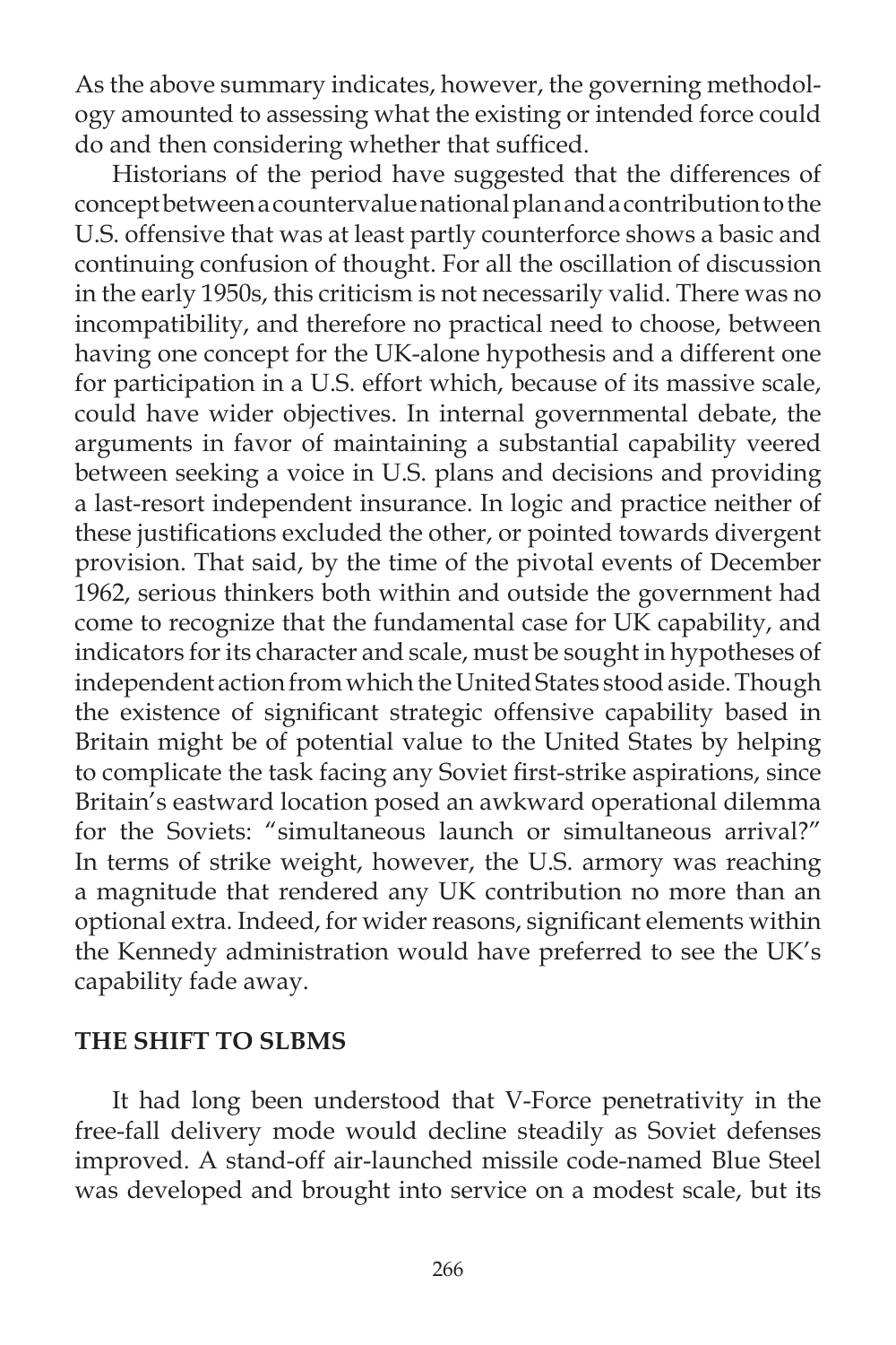As the above summary indicates, however, the governing methodology amounted to assessing what the existing or intended force could do and then considering whether that sufficed.

Historians of the period have suggested that the differences of concept between a countervalue national plan and a contribution to the U.S. offensive that was at least partly counterforce shows a basic and continuing confusion of thought. For all the oscillation of discussion in the early 1950s, this criticism is not necessarily valid. There was no incompatibility, and therefore no practical need to choose, between having one concept for the UK-alone hypothesis and a different one for participation in a U.S. effort which, because of its massive scale, could have wider objectives. In internal governmental debate, the arguments in favor of maintaining a substantial capability veered between seeking a voice in U.S. plans and decisions and providing a last-resort independent insurance. In logic and practice neither of these justifications excluded the other, or pointed towards divergent provision. That said, by the time of the pivotal events of December 1962, serious thinkers both within and outside the government had come to recognize that the fundamental case for UK capability, and indicators for its character and scale, must be sought in hypotheses of independent action from which the United States stood aside. Though the existence of significant strategic offensive capability based in Britain might be of potential value to the United States by helping to complicate the task facing any Soviet first-strike aspirations, since Britain's eastward location posed an awkward operational dilemma for the Soviets: "simultaneous launch or simultaneous arrival?" In terms of strike weight, however, the U.S. armory was reaching a magnitude that rendered any UK contribution no more than an optional extra. Indeed, for wider reasons, significant elements within the Kennedy administration would have preferred to see the UK's capability fade away.

## THE SHIFT TO SLBMS

It had long been understood that V-Force penetrativity in the free-fall delivery mode would decline steadily as Soviet defenses improved. A stand-off air-launched missile code-named Blue Steel was developed and brought into service on a modest scale, but its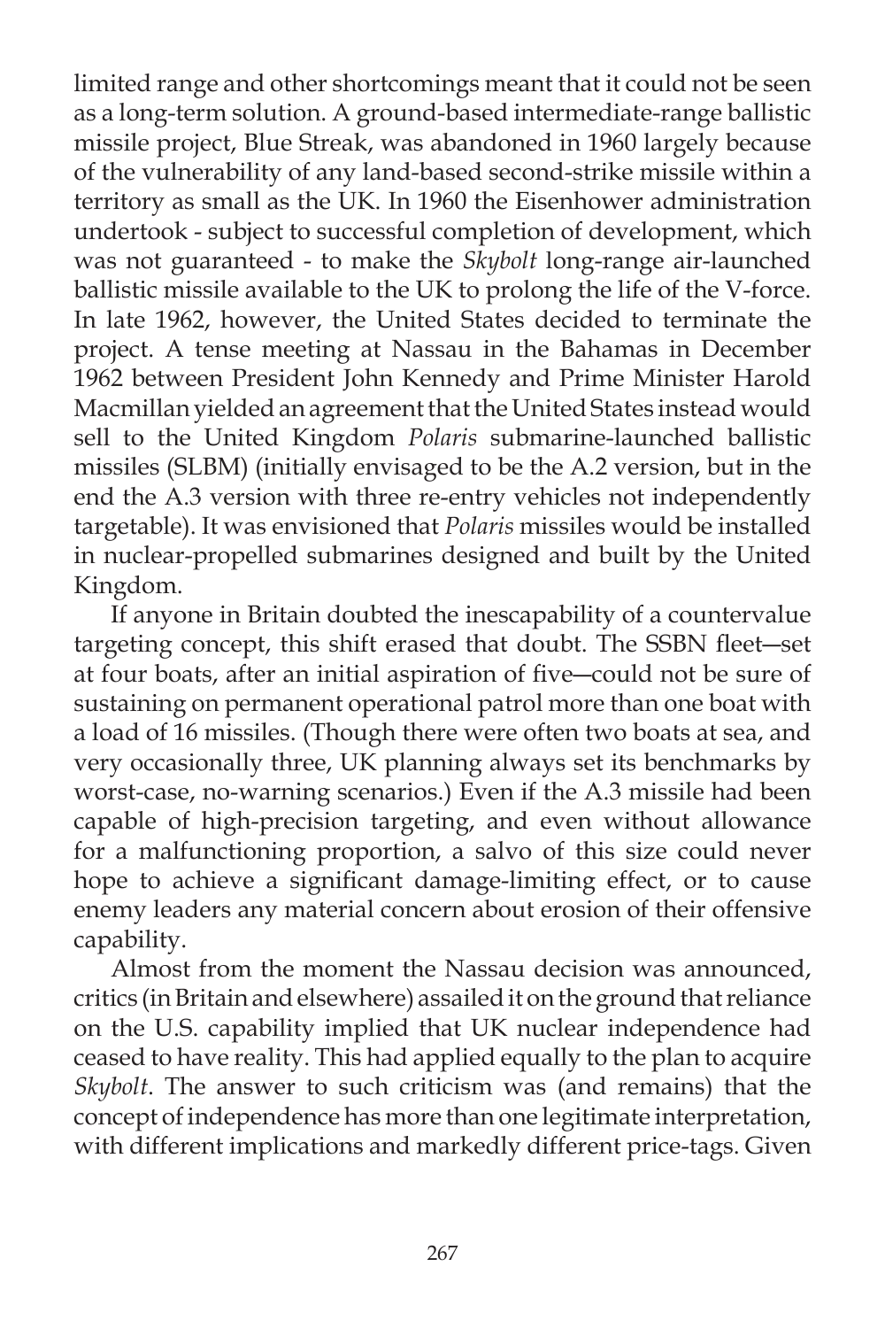limited range and other shortcomings meant that it could not be seen as a long-term solution. A ground-based intermediate-range ballistic missile project, Blue Streak, was abandoned in 1960 largely because of the vulnerability of any land-based second-strike missile within a territory as small as the UK. In 1960 the Eisenhower administration undertook - subject to successful completion of development, which was not guaranteed - to make the *Skybolt* long-range air-launched ballistic missile available to the UK to prolong the life of the V-force. In late 1962, however, the United States decided to terminate the project. A tense meeting at Nassau in the Bahamas in December 1962 between President John Kennedy and Prime Minister Harold Macmillan yielded an agreement that the United States instead would sell to the United Kingdom *Polaris* submarine-launched ballistic missiles (SLBM) (initially envisaged to be the A.2 version, but in the end the A.3 version with three re-entry vehicles not independently targetable). It was envisioned that *Polaris* missiles would be installed in nuclear-propelled submarines designed and built by the United Kingdom.

If anyone in Britain doubted the inescapability of a countervalue targeting concept, this shift erased that doubt. The SSBN fleet—set at four boats, after an initial aspiration of five—could not be sure of sustaining on permanent operational patrol more than one boat with a load of 16 missiles. (Though there were often two boats at sea, and very occasionally three, UK planning always set its benchmarks by worst-case, no-warning scenarios.) Even if the A.3 missile had been capable of high-precision targeting, and even without allowance for a malfunctioning proportion, a salvo of this size could never hope to achieve a significant damage-limiting effect, or to cause enemy leaders any material concern about erosion of their offensive capability.

Almost from the moment the Nassau decision was announced, critics (in Britain and elsewhere) assailed it on the ground that reliance on the U.S. capability implied that UK nuclear independence had ceased to have reality. This had applied equally to the plan to acquire *Skybolt*. The answer to such criticism was (and remains) that the concept of independence has more than one legitimate interpretation, with different implications and markedly different price-tags. Given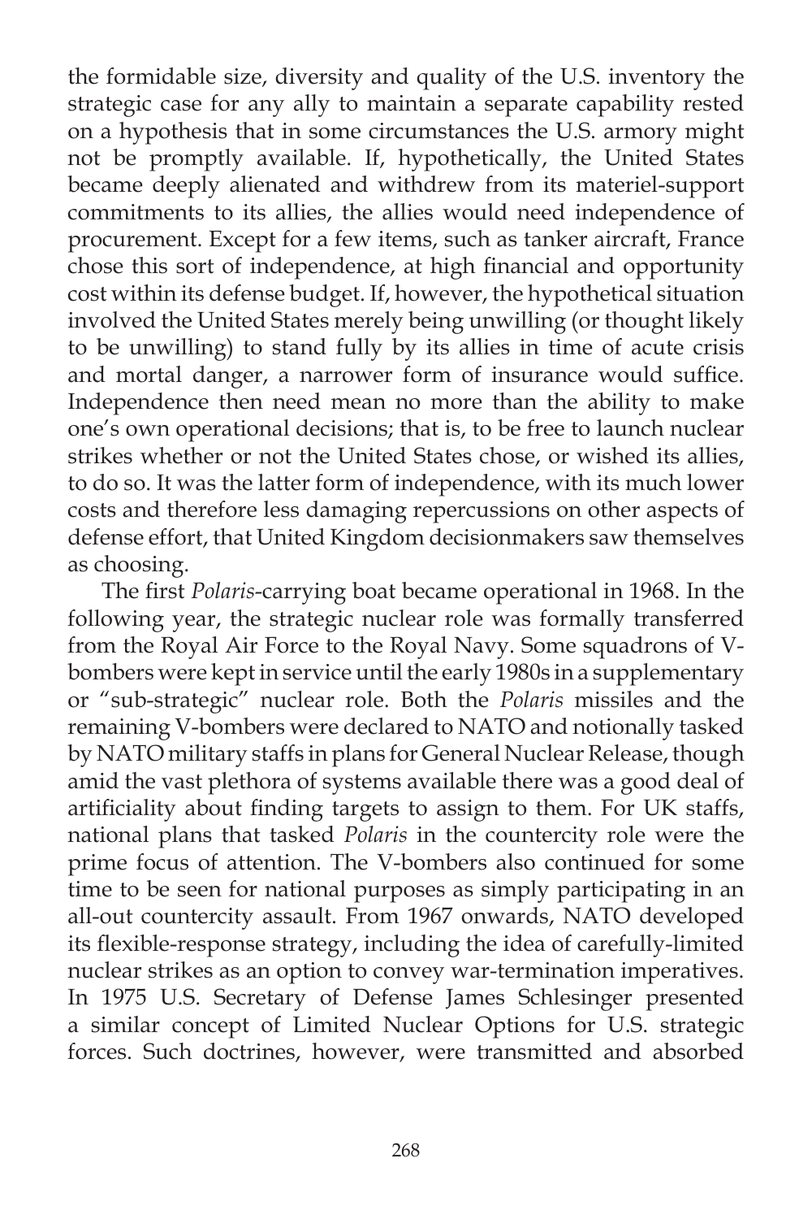the formidable size, diversity and quality of the U.S. inventory the strategic case for any ally to maintain a separate capability rested on a hypothesis that in some circumstances the U.S. armory might not be promptly available. If, hypothetically, the United States became deeply alienated and withdrew from its materiel-support commitments to its allies, the allies would need independence of procurement. Except for a few items, such as tanker aircraft, France chose this sort of independence, at high financial and opportunity cost within its defense budget. If, however, the hypothetical situation involved the United States merely being unwilling (or thought likely to be unwilling) to stand fully by its allies in time of acute crisis and mortal danger, a narrower form of insurance would suffice. Independence then need mean no more than the ability to make one's own operational decisions; that is, to be free to launch nuclear strikes whether or not the United States chose, or wished its allies, to do so. It was the latter form of independence, with its much lower costs and therefore less damaging repercussions on other aspects of defense effort, that United Kingdom decisionmakers saw themselves as choosing.

The first *Polaris*-carrying boat became operational in 1968. In the following year, the strategic nuclear role was formally transferred from the Royal Air Force to the Royal Navy. Some squadrons of V-bombers were kept in service until the early 1980s in a supplementary or "sub-strategic" nuclear role. Both the *Polaris* missiles and the remaining V-bombers were declared to NATO and notionally tasked by NATO military staffs in plans for General Nuclear Release, though amid the vast plethora of systems available there was a good deal of artificiality about finding targets to assign to them. For UK staffs, national plans that tasked *Polaris* in the countercity role were the prime focus of attention. The V-bombers also continued for some time to be seen for national purposes as simply participating in an all-out countercity assault. From 1967 onwards, NATO developed its flexible-response strategy, including the idea of carefully-limited nuclear strikes as an option to convey war-termination imperatives. In 1975 U.S. Secretary of Defense James Schlesinger presented a similar concept of Limited Nuclear Options for U.S. strategic forces. Such doctrines, however, were transmitted and absorbed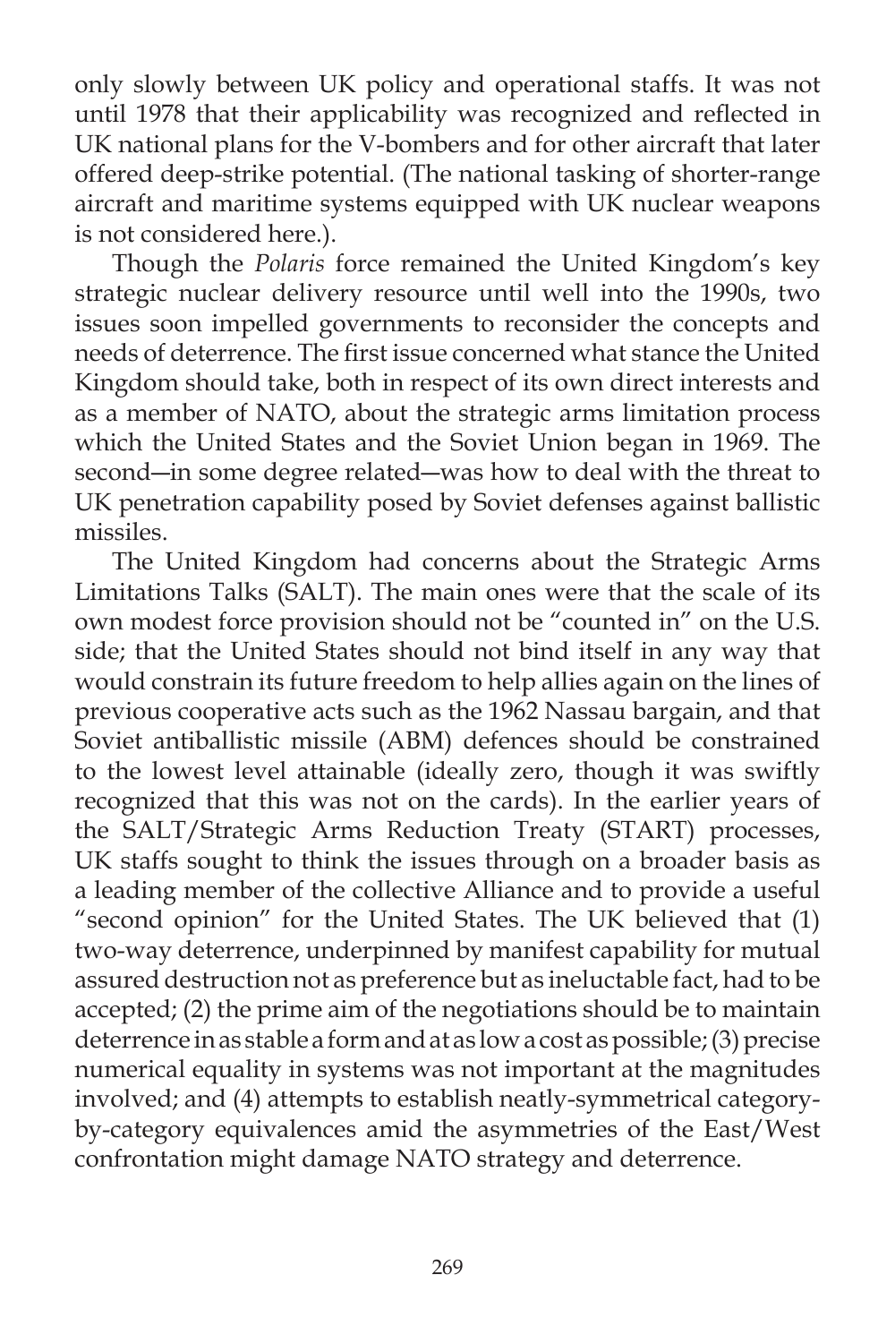only slowly between UK policy and operational staffs. It was not until 1978 that their applicability was recognized and reflected in UK national plans for the V-bombers and for other aircraft that later offered deep-strike potential. (The national tasking of shorter-range aircraft and maritime systems equipped with UK nuclear weapons is not considered here.).

Though the *Polaris* force remained the United Kingdom's key strategic nuclear delivery resource until well into the 1990s, two issues soon impelled governments to reconsider the concepts and needs of deterrence. The first issue concerned what stance the United Kingdom should take, both in respect of its own direct interests and as a member of NATO, about the strategic arms limitation process which the United States and the Soviet Union began in 1969. The second—in some degree related—was how to deal with the threat to UK penetration capability posed by Soviet defenses against ballistic missiles.

The United Kingdom had concerns about the Strategic Arms Limitations Talks (SALT). The main ones were that the scale of its own modest force provision should not be "counted in" on the U.S. side; that the United States should not bind itself in any way that would constrain its future freedom to help allies again on the lines of previous cooperative acts such as the 1962 Nassau bargain, and that Soviet antiballistic missile (ABM) defences should be constrained to the lowest level attainable (ideally zero, though it was swiftly recognized that this was not on the cards). In the earlier years of the SALT/Strategic Arms Reduction Treaty (START) processes, UK staffs sought to think the issues through on a broader basis as a leading member of the collective Alliance and to provide a useful "second opinion" for the United States. The UK believed that (1) two-way deterrence, underpinned by manifest capability for mutual assured destruction not as preference but as ineluctable fact, had to be accepted; (2) the prime aim of the negotiations should be to maintain deterrence in as stable a form and at as low a cost as possible; (3) precise numerical equality in systems was not important at the magnitudes involved; and (4) attempts to establish neatly-symmetrical category-by-category equivalences amid the asymmetries of the East/West confrontation might damage NATO strategy and deterrence.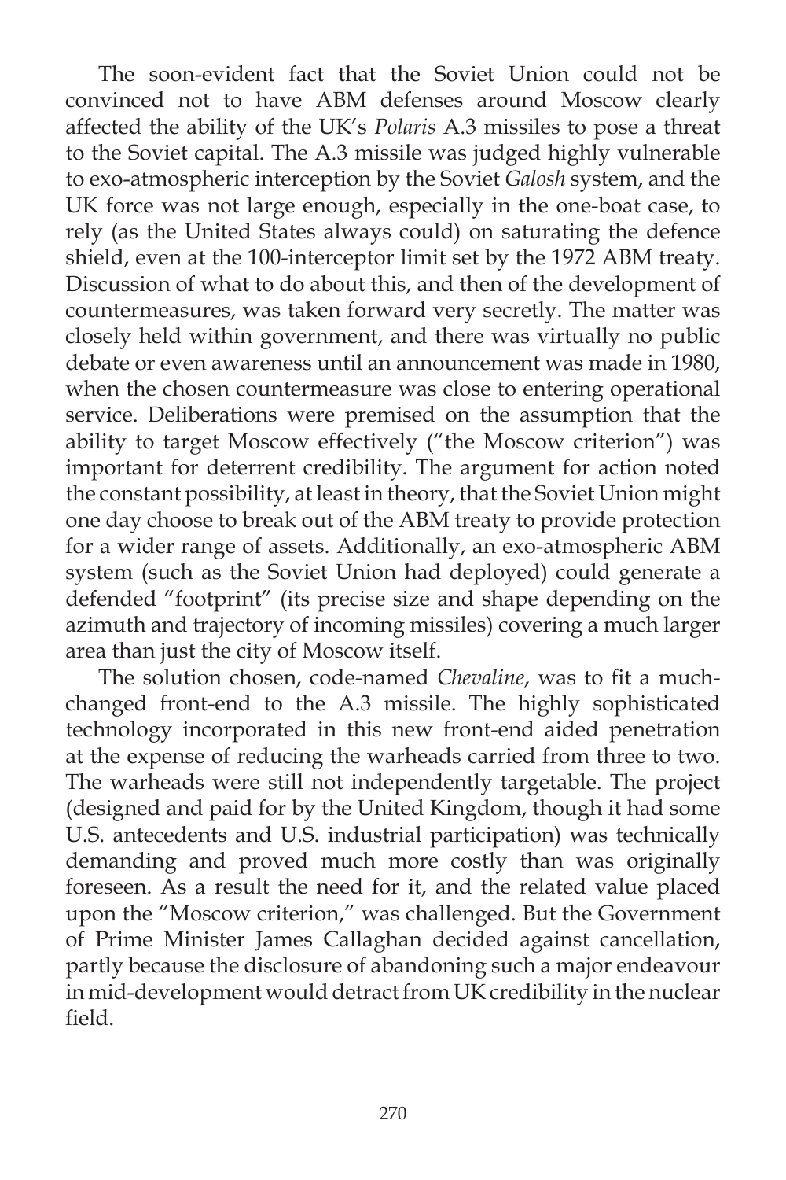The soon-evident fact that the Soviet Union could not be convinced not to have ABM defenses around Moscow clearly affected the ability of the UK's *Polaris* A.3 missiles to pose a threat to the Soviet capital. The A.3 missile was judged highly vulnerable to exo-atmospheric interception by the Soviet *Galosh* system, and the UK force was not large enough, especially in the one-boat case, to rely (as the United States always could) on saturating the defence shield, even at the 100-interceptor limit set by the 1972 ABM treaty. Discussion of what to do about this, and then of the development of countermeasures, was taken forward very secretly. The matter was closely held within government, and there was virtually no public debate or even awareness until an announcement was made in 1980, when the chosen countermeasure was close to entering operational service. Deliberations were premised on the assumption that the ability to target Moscow effectively ("the Moscow criterion") was important for deterrent credibility. The argument for action noted the constant possibility, at least in theory, that the Soviet Union might one day choose to break out of the ABM treaty to provide protection for a wider range of assets. Additionally, an exo-atmospheric ABM system (such as the Soviet Union had deployed) could generate a defended "footprint" (its precise size and shape depending on the azimuth and trajectory of incoming missiles) covering a much larger area than just the city of Moscow itself.

The solution chosen, code-named *Chevaline*, was to fit a much-changed front-end to the A.3 missile. The highly sophisticated technology incorporated in this new front-end aided penetration at the expense of reducing the warheads carried from three to two. The warheads were still not independently targetable. The project (designed and paid for by the United Kingdom, though it had some U.S. antecedents and U.S. industrial participation) was technically demanding and proved much more costly than was originally foreseen. As a result the need for it, and the related value placed upon the "Moscow criterion," was challenged. But the Government of Prime Minister James Callaghan decided against cancellation, partly because the disclosure of abandoning such a major endeavour in mid-development would detract from UK credibility in the nuclear field.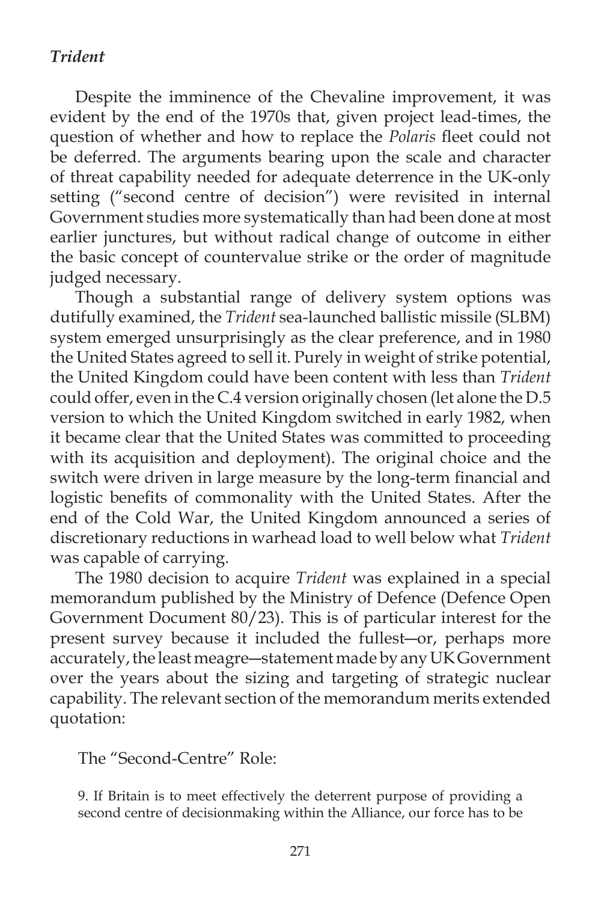### *Trident*

Despite the imminence of the Chevaline improvement, it was evident by the end of the 1970s that, given project lead-times, the question of whether and how to replace the *Polaris* fleet could not be deferred. The arguments bearing upon the scale and character of threat capability needed for adequate deterrence in the UK-only setting ("second centre of decision") were revisited in internal Government studies more systematically than had been done at most earlier junctures, but without radical change of outcome in either the basic concept of countervalue strike or the order of magnitude judged necessary.

Though a substantial range of delivery system options was dutifully examined, the *Trident* sea-launched ballistic missile (SLBM) system emerged unsurprisingly as the clear preference, and in 1980 the United States agreed to sell it. Purely in weight of strike potential, the United Kingdom could have been content with less than *Trident* could offer, even in the C.4 version originally chosen (let alone the D.5 version to which the United Kingdom switched in early 1982, when it became clear that the United States was committed to proceeding with its acquisition and deployment). The original choice and the switch were driven in large measure by the long-term financial and logistic benefits of commonality with the United States. After the end of the Cold War, the United Kingdom announced a series of discretionary reductions in warhead load to well below what *Trident* was capable of carrying.

The 1980 decision to acquire *Trident* was explained in a special memorandum published by the Ministry of Defence (Defence Open Government Document 80/23). This is of particular interest for the present survey because it included the fullest—or, perhaps more accurately, the least meagre—statement made by any UK Government over the years about the sizing and targeting of strategic nuclear capability. The relevant section of the memorandum merits extended quotation:

> The "Second-Centre" Role:
>
> 9. If Britain is to meet effectively the deterrent purpose of providing a second centre of decisionmaking within the Alliance, our force has to be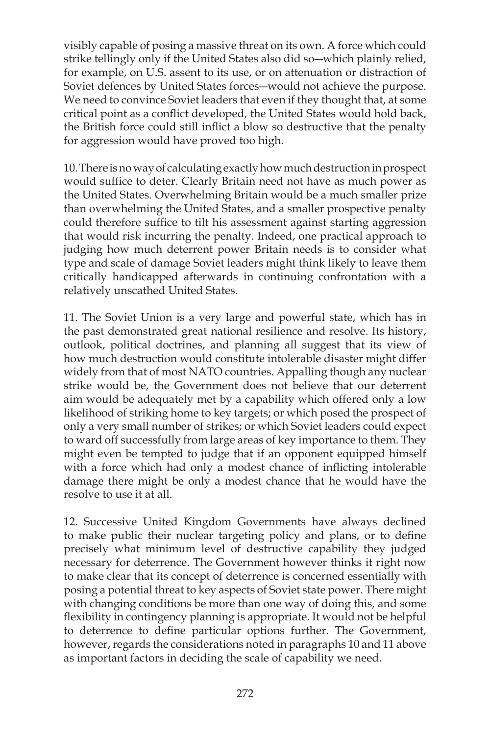visibly capable of posing a massive threat on its own. A force which could strike tellingly only if the United States also did so—which plainly relied, for example, on U.S. assent to its use, or on attenuation or distraction of Soviet defences by United States forces—would not achieve the purpose. We need to convince Soviet leaders that even if they thought that, at some critical point as a conflict developed, the United States would hold back, the British force could still inflict a blow so destructive that the penalty for aggression would have proved too high.

10. There is no way of calculating exactly how much destruction in prospect would suffice to deter. Clearly Britain need not have as much power as the United States. Overwhelming Britain would be a much smaller prize than overwhelming the United States, and a smaller prospective penalty could therefore suffice to tilt his assessment against starting aggression that would risk incurring the penalty. Indeed, one practical approach to judging how much deterrent power Britain needs is to consider what type and scale of damage Soviet leaders might think likely to leave them critically handicapped afterwards in continuing confrontation with a relatively unscathed United States.

11. The Soviet Union is a very large and powerful state, which has in the past demonstrated great national resilience and resolve. Its history, outlook, political doctrines, and planning all suggest that its view of how much destruction would constitute intolerable disaster might differ widely from that of most NATO countries. Appalling though any nuclear strike would be, the Government does not believe that our deterrent aim would be adequately met by a capability which offered only a low likelihood of striking home to key targets; or which posed the prospect of only a very small number of strikes; or which Soviet leaders could expect to ward off successfully from large areas of key importance to them. They might even be tempted to judge that if an opponent equipped himself with a force which had only a modest chance of inflicting intolerable damage there might be only a modest chance that he would have the resolve to use it at all.

12. Successive United Kingdom Governments have always declined to make public their nuclear targeting policy and plans, or to define precisely what minimum level of destructive capability they judged necessary for deterrence. The Government however thinks it right now to make clear that its concept of deterrence is concerned essentially with posing a potential threat to key aspects of Soviet state power. There might with changing conditions be more than one way of doing this, and some flexibility in contingency planning is appropriate. It would not be helpful to deterrence to define particular options further. The Government, however, regards the considerations noted in paragraphs 10 and 11 above as important factors in deciding the scale of capability we need.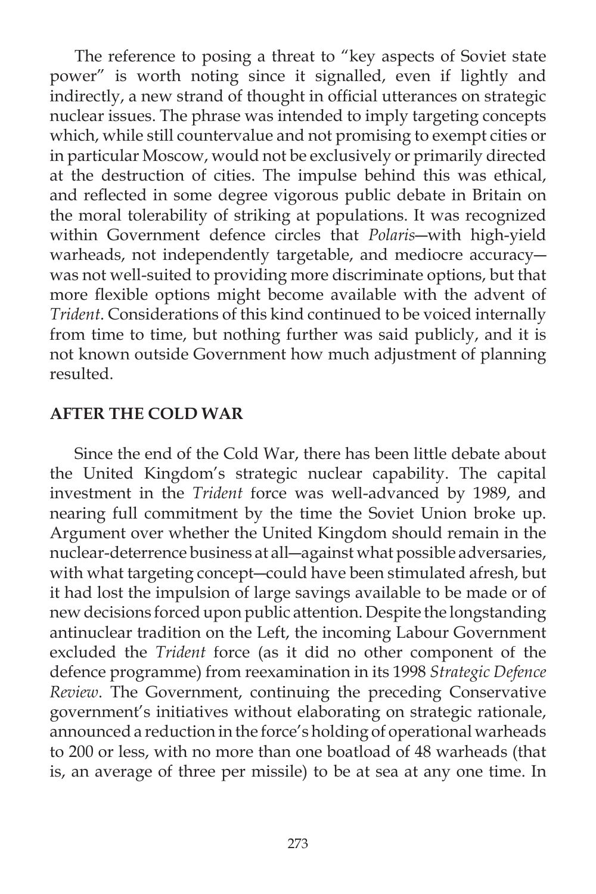The reference to posing a threat to "key aspects of Soviet state power" is worth noting since it signalled, even if lightly and indirectly, a new strand of thought in official utterances on strategic nuclear issues. The phrase was intended to imply targeting concepts which, while still countervalue and not promising to exempt cities or in particular Moscow, would not be exclusively or primarily directed at the destruction of cities. The impulse behind this was ethical, and reflected in some degree vigorous public debate in Britain on the moral tolerability of striking at populations. It was recognized within Government defence circles that *Polaris*—with high-yield warheads, not independently targetable, and mediocre accuracy—was not well-suited to providing more discriminate options, but that more flexible options might become available with the advent of *Trident*. Considerations of this kind continued to be voiced internally from time to time, but nothing further was said publicly, and it is not known outside Government how much adjustment of planning resulted.

## AFTER THE COLD WAR

Since the end of the Cold War, there has been little debate about the United Kingdom's strategic nuclear capability. The capital investment in the *Trident* force was well-advanced by 1989, and nearing full commitment by the time the Soviet Union broke up. Argument over whether the United Kingdom should remain in the nuclear-deterrence business at all—against what possible adversaries, with what targeting concept—could have been stimulated afresh, but it had lost the impulsion of large savings available to be made or of new decisions forced upon public attention. Despite the longstanding antinuclear tradition on the Left, the incoming Labour Government excluded the *Trident* force (as it did no other component of the defence programme) from reexamination in its 1998 *Strategic Defence Review*. The Government, continuing the preceding Conservative government's initiatives without elaborating on strategic rationale, announced a reduction in the force's holding of operational warheads to 200 or less, with no more than one boatload of 48 warheads (that is, an average of three per missile) to be at sea at any one time. In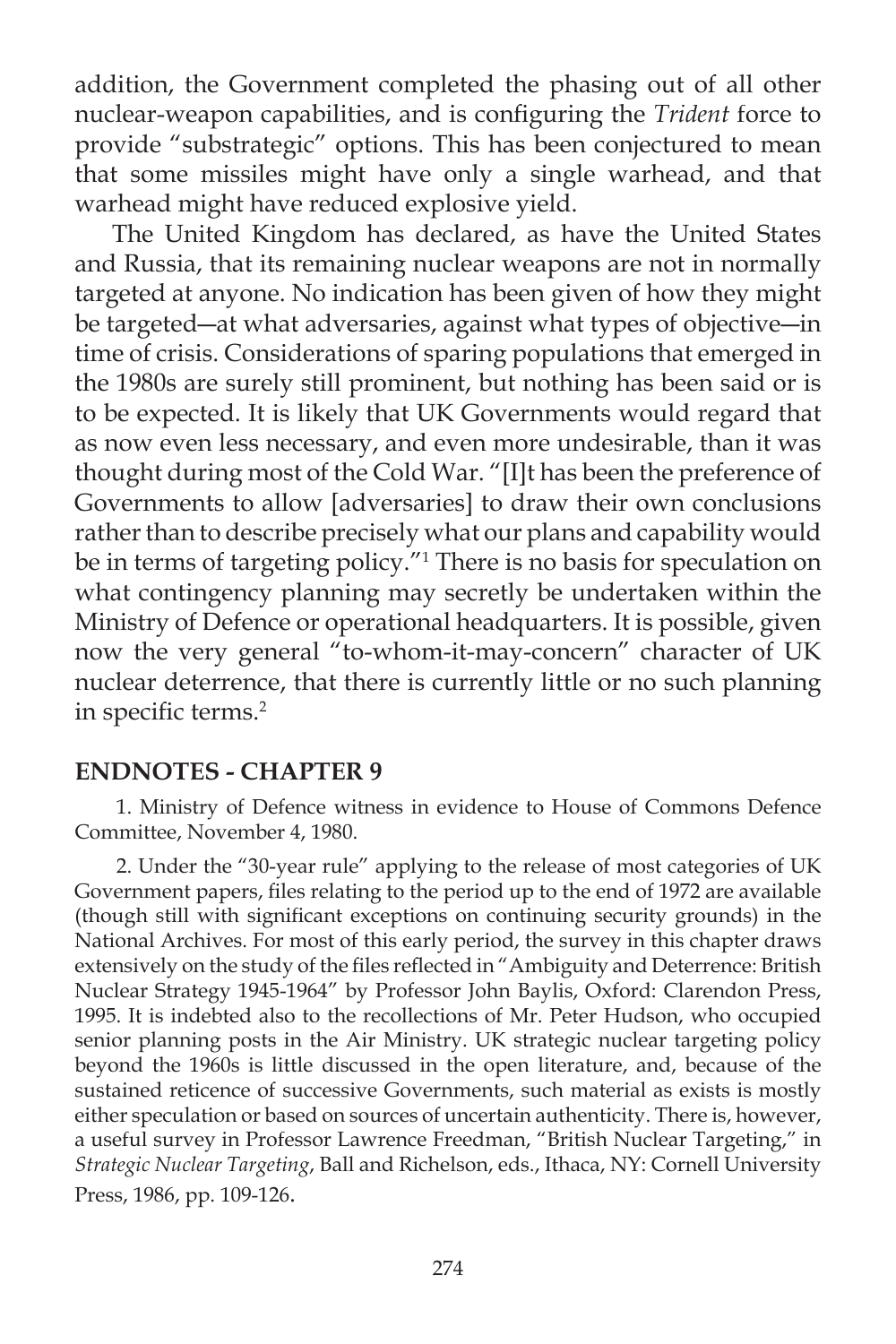addition, the Government completed the phasing out of all other nuclear-weapon capabilities, and is configuring the *Trident* force to provide "substrategic" options. This has been conjectured to mean that some missiles might have only a single warhead, and that warhead might have reduced explosive yield.

The United Kingdom has declared, as have the United States and Russia, that its remaining nuclear weapons are not in normally targeted at anyone. No indication has been given of how they might be targeted—at what adversaries, against what types of objective—in time of crisis. Considerations of sparing populations that emerged in the 1980s are surely still prominent, but nothing has been said or is to be expected. It is likely that UK Governments would regard that as now even less necessary, and even more undesirable, than it was thought during most of the Cold War. "[I]t has been the preference of Governments to allow [adversaries] to draw their own conclusions rather than to describe precisely what our plans and capability would be in terms of targeting policy."[1] There is no basis for speculation on what contingency planning may secretly be undertaken within the Ministry of Defence or operational headquarters. It is possible, given now the very general "to-whom-it-may-concern" character of UK nuclear deterrence, that there is currently little or no such planning in specific terms.[2]

## ENDNOTES - CHAPTER 9

1. Ministry of Defence witness in evidence to House of Commons Defence Committee, November 4, 1980.

2. Under the "30-year rule" applying to the release of most categories of UK Government papers, files relating to the period up to the end of 1972 are available (though still with significant exceptions on continuing security grounds) in the National Archives. For most of this early period, the survey in this chapter draws extensively on the study of the files reflected in "Ambiguity and Deterrence: British Nuclear Strategy 1945-1964" by Professor John Baylis, Oxford: Clarendon Press, 1995. It is indebted also to the recollections of Mr. Peter Hudson, who occupied senior planning posts in the Air Ministry. UK strategic nuclear targeting policy beyond the 1960s is little discussed in the open literature, and, because of the sustained reticence of successive Governments, such material as exists is mostly either speculation or based on sources of uncertain authenticity. There is, however, a useful survey in Professor Lawrence Freedman, "British Nuclear Targeting," in *Strategic Nuclear Targeting*, Ball and Richelson, eds., Ithaca, NY: Cornell University Press, 1986, pp. 109-126.